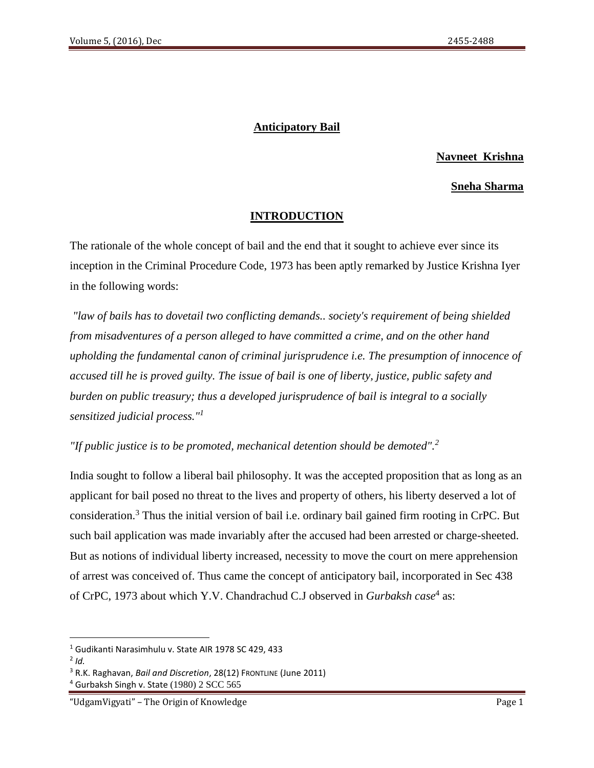# Anticipatory Bail

**Navneet Krishna**

**Sneha Sharma**

## INTRODUCTION

The rationale of the whole concept of bail and the end that it sought to achieve ever since its inception in the Criminal Procedure Code, 1973 has been aptly remarked by Justice Krishna Iyer in the following words:

*"law of bails has to dovetail two conflicting demands.. society's requirement of being shielded from misadventures of a person alleged to have committed a crime, and on the other hand upholding the fundamental canon of criminal jurisprudence i.e. The presumption of innocence of accused till he is proved guilty. The issue of bail is one of liberty, justice, public safety and burden on public treasury; thus a developed jurisprudence of bail is integral to a socially sensitized judicial process."*[1]

*"If public justice is to be promoted, mechanical detention should be demoted".*[2]

India sought to follow a liberal bail philosophy. It was the accepted proposition that as long as an applicant for bail posed no threat to the lives and property of others, his liberty deserved a lot of consideration.[3] Thus the initial version of bail i.e. ordinary bail gained firm rooting in CrPC. But such bail application was made invariably after the accused had been arrested or charge-sheeted. But as notions of individual liberty increased, necessity to move the court on mere apprehension of arrest was conceived of. Thus came the concept of anticipatory bail, incorporated in Sec 438 of CrPC, 1973 about which Y.V. Chandrachud C.J observed in *Gurbaksh case*[4] as:

---

[1] Gudikanti Narasimhulu v. State AIR 1978 SC 429, 433

[2] *Id.*

[3] R.K. Raghavan, *Bail and Discretion*, 28(12) FRONTLINE (June 2011)

[4] Gurbaksh Singh v. State (1980) 2 SCC 565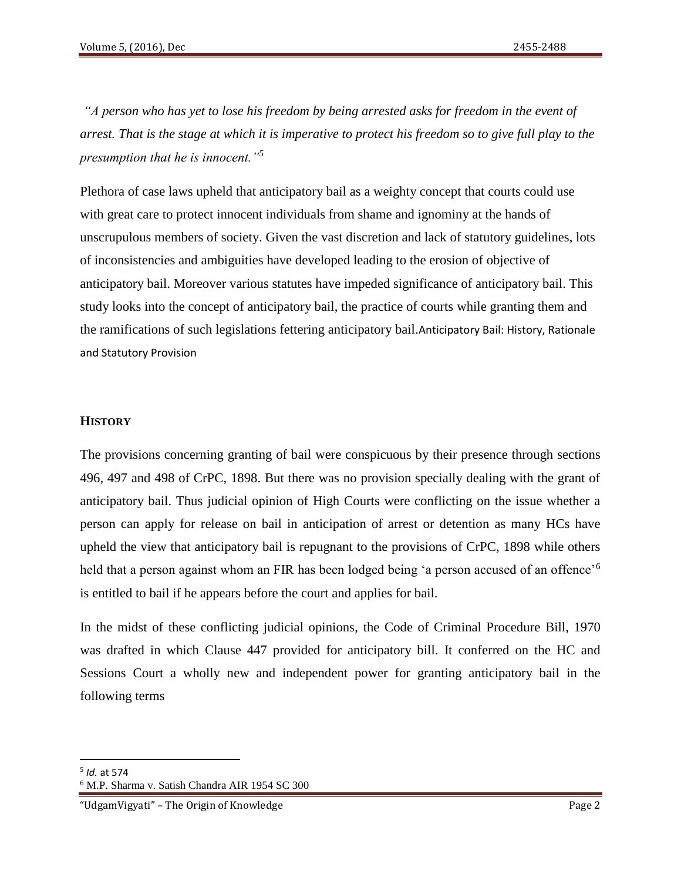*"A person who has yet to lose his freedom by being arrested asks for freedom in the event of arrest. That is the stage at which it is imperative to protect his freedom so to give full play to the presumption that he is innocent."*[5]

Plethora of case laws upheld that anticipatory bail as a weighty concept that courts could use with great care to protect innocent individuals from shame and ignominy at the hands of unscrupulous members of society. Given the vast discretion and lack of statutory guidelines, lots of inconsistencies and ambiguities have developed leading to the erosion of objective of anticipatory bail. Moreover various statutes have impeded significance of anticipatory bail. This study looks into the concept of anticipatory bail, the practice of courts while granting them and the ramifications of such legislations fettering anticipatory bail.Anticipatory Bail: History, Rationale and Statutory Provision

## HISTORY

The provisions concerning granting of bail were conspicuous by their presence through sections 496, 497 and 498 of CrPC, 1898. But there was no provision specially dealing with the grant of anticipatory bail. Thus judicial opinion of High Courts were conflicting on the issue whether a person can apply for release on bail in anticipation of arrest or detention as many HCs have upheld the view that anticipatory bail is repugnant to the provisions of CrPC, 1898 while others held that a person against whom an FIR has been lodged being 'a person accused of an offence'[6] is entitled to bail if he appears before the court and applies for bail.

In the midst of these conflicting judicial opinions, the Code of Criminal Procedure Bill, 1970 was drafted in which Clause 447 provided for anticipatory bill. It conferred on the HC and Sessions Court a wholly new and independent power for granting anticipatory bail in the following terms

---

[5] *Id.* at 574

[6] M.P. Sharma v. Satish Chandra AIR 1954 SC 300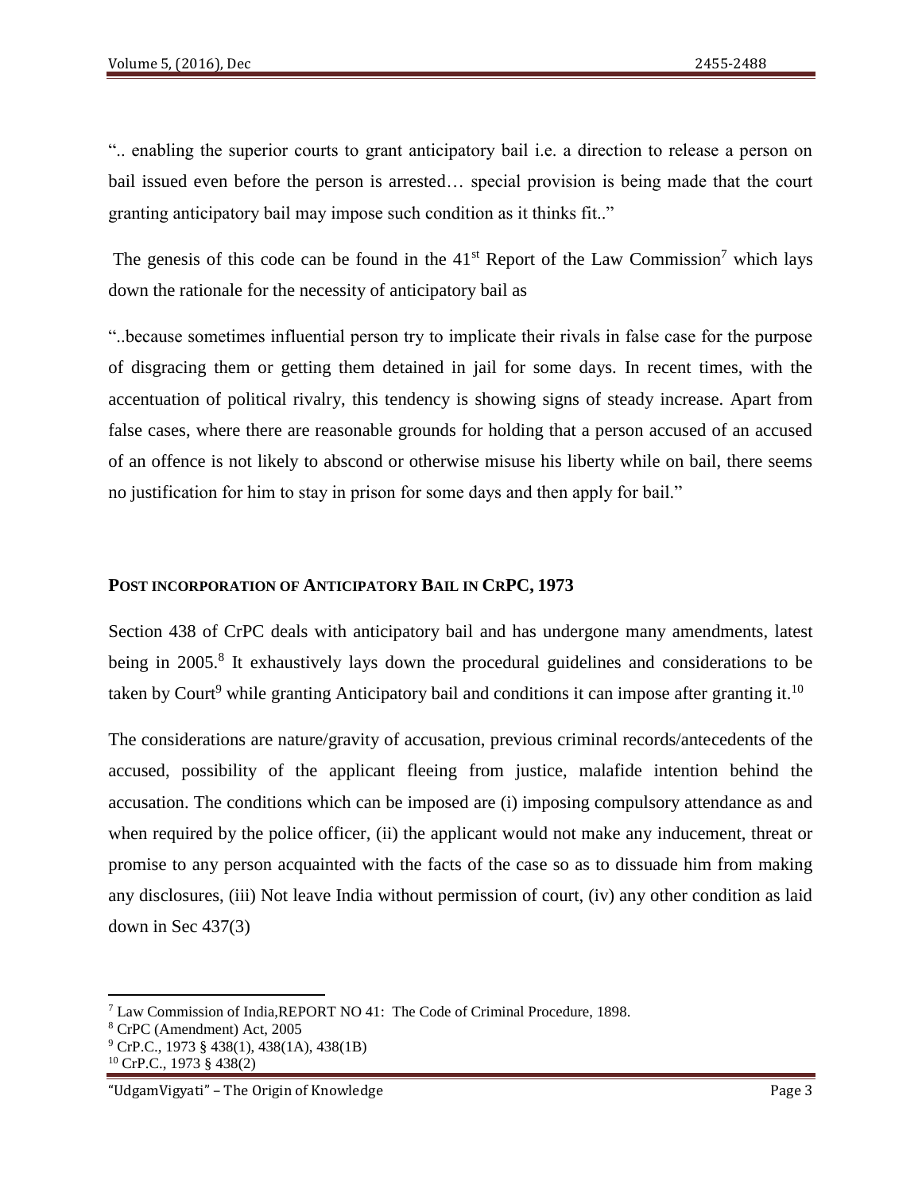".. enabling the superior courts to grant anticipatory bail i.e. a direction to release a person on bail issued even before the person is arrested… special provision is being made that the court granting anticipatory bail may impose such condition as it thinks fit.."

The genesis of this code can be found in the 41st Report of the Law Commission[7] which lays down the rationale for the necessity of anticipatory bail as

"..because sometimes influential person try to implicate their rivals in false case for the purpose of disgracing them or getting them detained in jail for some days. In recent times, with the accentuation of political rivalry, this tendency is showing signs of steady increase. Apart from false cases, where there are reasonable grounds for holding that a person accused of an accused of an offence is not likely to abscond or otherwise misuse his liberty while on bail, there seems no justification for him to stay in prison for some days and then apply for bail."

## POST INCORPORATION OF ANTICIPATORY BAIL IN CRPC, 1973

Section 438 of CrPC deals with anticipatory bail and has undergone many amendments, latest being in 2005.[8] It exhaustively lays down the procedural guidelines and considerations to be taken by Court[9] while granting Anticipatory bail and conditions it can impose after granting it.[10]

The considerations are nature/gravity of accusation, previous criminal records/antecedents of the accused, possibility of the applicant fleeing from justice, malafide intention behind the accusation. The conditions which can be imposed are (i) imposing compulsory attendance as and when required by the police officer, (ii) the applicant would not make any inducement, threat or promise to any person acquainted with the facts of the case so as to dissuade him from making any disclosures, (iii) Not leave India without permission of court, (iv) any other condition as laid down in Sec 437(3)

---

[7] Law Commission of India,REPORT NO 41: The Code of Criminal Procedure, 1898.

[8] CrPC (Amendment) Act, 2005

[9] CrP.C., 1973 § 438(1), 438(1A), 438(1B)

[10] CrP.C., 1973 § 438(2)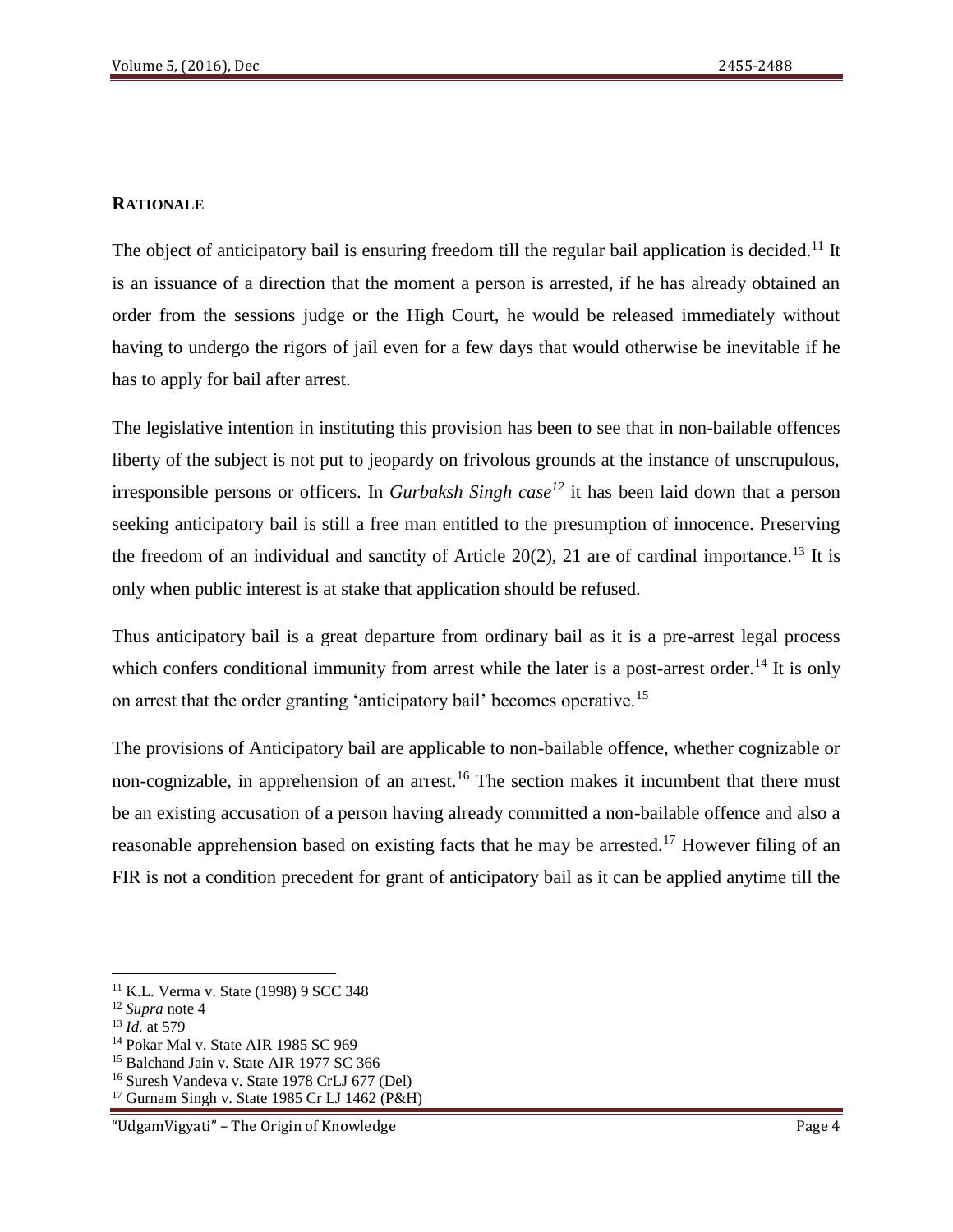## RATIONALE

The object of anticipatory bail is ensuring freedom till the regular bail application is decided.[11] It is an issuance of a direction that the moment a person is arrested, if he has already obtained an order from the sessions judge or the High Court, he would be released immediately without having to undergo the rigors of jail even for a few days that would otherwise be inevitable if he has to apply for bail after arrest.

The legislative intention in instituting this provision has been to see that in non-bailable offences liberty of the subject is not put to jeopardy on frivolous grounds at the instance of unscrupulous, irresponsible persons or officers. In *Gurbaksh Singh case*[12] it has been laid down that a person seeking anticipatory bail is still a free man entitled to the presumption of innocence. Preserving the freedom of an individual and sanctity of Article 20(2), 21 are of cardinal importance.[13] It is only when public interest is at stake that application should be refused.

Thus anticipatory bail is a great departure from ordinary bail as it is a pre-arrest legal process which confers conditional immunity from arrest while the later is a post-arrest order.[14] It is only on arrest that the order granting 'anticipatory bail' becomes operative.[15]

The provisions of Anticipatory bail are applicable to non-bailable offence, whether cognizable or non-cognizable, in apprehension of an arrest.[16] The section makes it incumbent that there must be an existing accusation of a person having already committed a non-bailable offence and also a reasonable apprehension based on existing facts that he may be arrested.[17] However filing of an FIR is not a condition precedent for grant of anticipatory bail as it can be applied anytime till the

---

[11] K.L. Verma v. State (1998) 9 SCC 348

[12] *Supra* note 4

[13] *Id.* at 579

[14] Pokar Mal v. State AIR 1985 SC 969

[15] Balchand Jain v. State AIR 1977 SC 366

[16] Suresh Vandeva v. State 1978 CrLJ 677 (Del)

[17] Gurnam Singh v. State 1985 Cr LJ 1462 (P&H)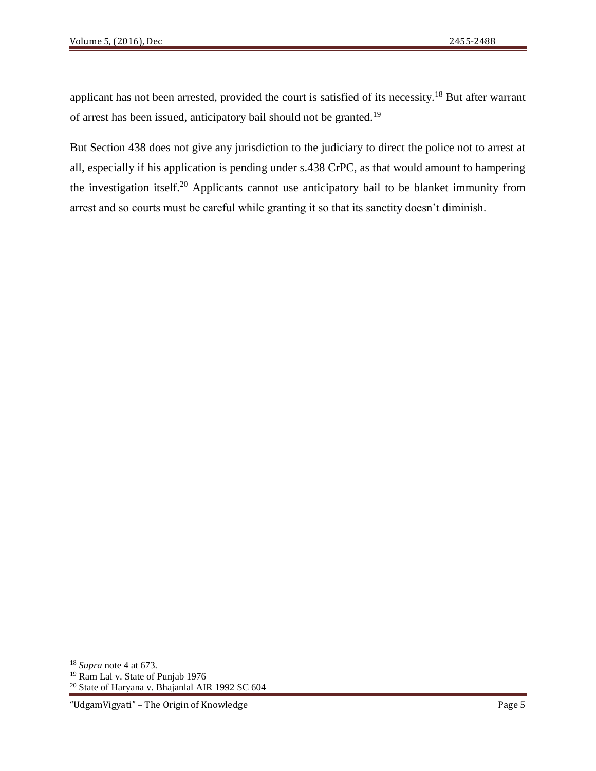applicant has not been arrested, provided the court is satisfied of its necessity.[18] But after warrant of arrest has been issued, anticipatory bail should not be granted.[19]

But Section 438 does not give any jurisdiction to the judiciary to direct the police not to arrest at all, especially if his application is pending under s.438 CrPC, as that would amount to hampering the investigation itself.[20] Applicants cannot use anticipatory bail to be blanket immunity from arrest and so courts must be careful while granting it so that its sanctity doesn't diminish.

---

[18] *Supra* note 4 at 673.

[19] Ram Lal v. State of Punjab 1976

[20] State of Haryana v. Bhajanlal AIR 1992 SC 604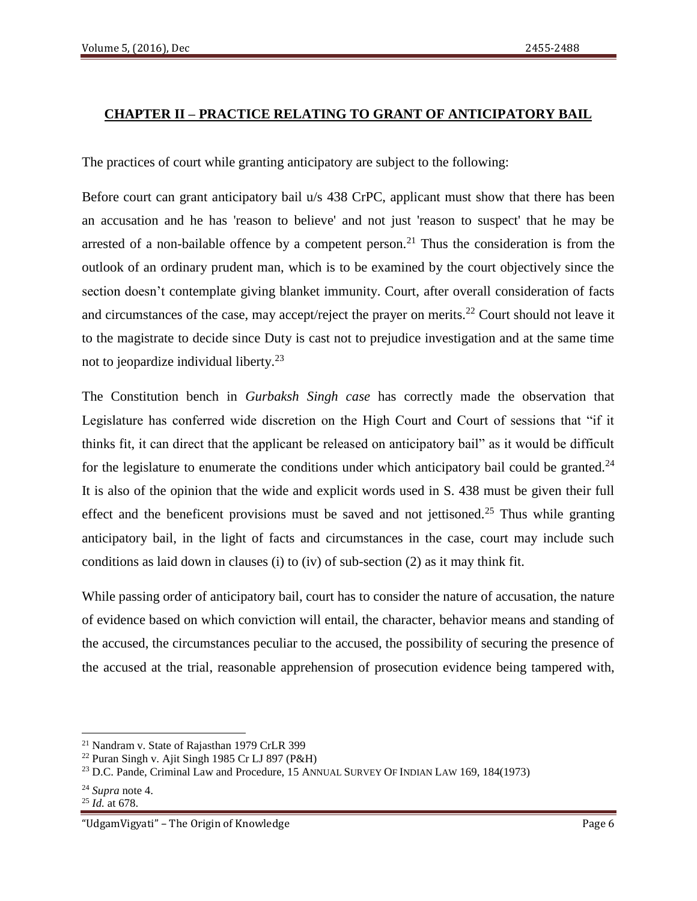## CHAPTER II – PRACTICE RELATING TO GRANT OF ANTICIPATORY BAIL

The practices of court while granting anticipatory are subject to the following:

Before court can grant anticipatory bail u/s 438 CrPC, applicant must show that there has been an accusation and he has 'reason to believe' and not just 'reason to suspect' that he may be arrested of a non-bailable offence by a competent person.[21] Thus the consideration is from the outlook of an ordinary prudent man, which is to be examined by the court objectively since the section doesn't contemplate giving blanket immunity. Court, after overall consideration of facts and circumstances of the case, may accept/reject the prayer on merits.[22] Court should not leave it to the magistrate to decide since Duty is cast not to prejudice investigation and at the same time not to jeopardize individual liberty.[23]

The Constitution bench in *Gurbaksh Singh case* has correctly made the observation that Legislature has conferred wide discretion on the High Court and Court of sessions that "if it thinks fit, it can direct that the applicant be released on anticipatory bail" as it would be difficult for the legislature to enumerate the conditions under which anticipatory bail could be granted.[24] It is also of the opinion that the wide and explicit words used in S. 438 must be given their full effect and the beneficent provisions must be saved and not jettisoned.[25] Thus while granting anticipatory bail, in the light of facts and circumstances in the case, court may include such conditions as laid down in clauses (i) to (iv) of sub-section (2) as it may think fit.

While passing order of anticipatory bail, court has to consider the nature of accusation, the nature of evidence based on which conviction will entail, the character, behavior means and standing of the accused, the circumstances peculiar to the accused, the possibility of securing the presence of the accused at the trial, reasonable apprehension of prosecution evidence being tampered with,

---

[21] Nandram v. State of Rajasthan 1979 CrLR 399

[22] Puran Singh v. Ajit Singh 1985 Cr LJ 897 (P&H)

[23] D.C. Pande, Criminal Law and Procedure, 15 ANNUAL SURVEY OF INDIAN LAW 169, 184(1973)

[24] *Supra* note 4.

[25] *Id.* at 678.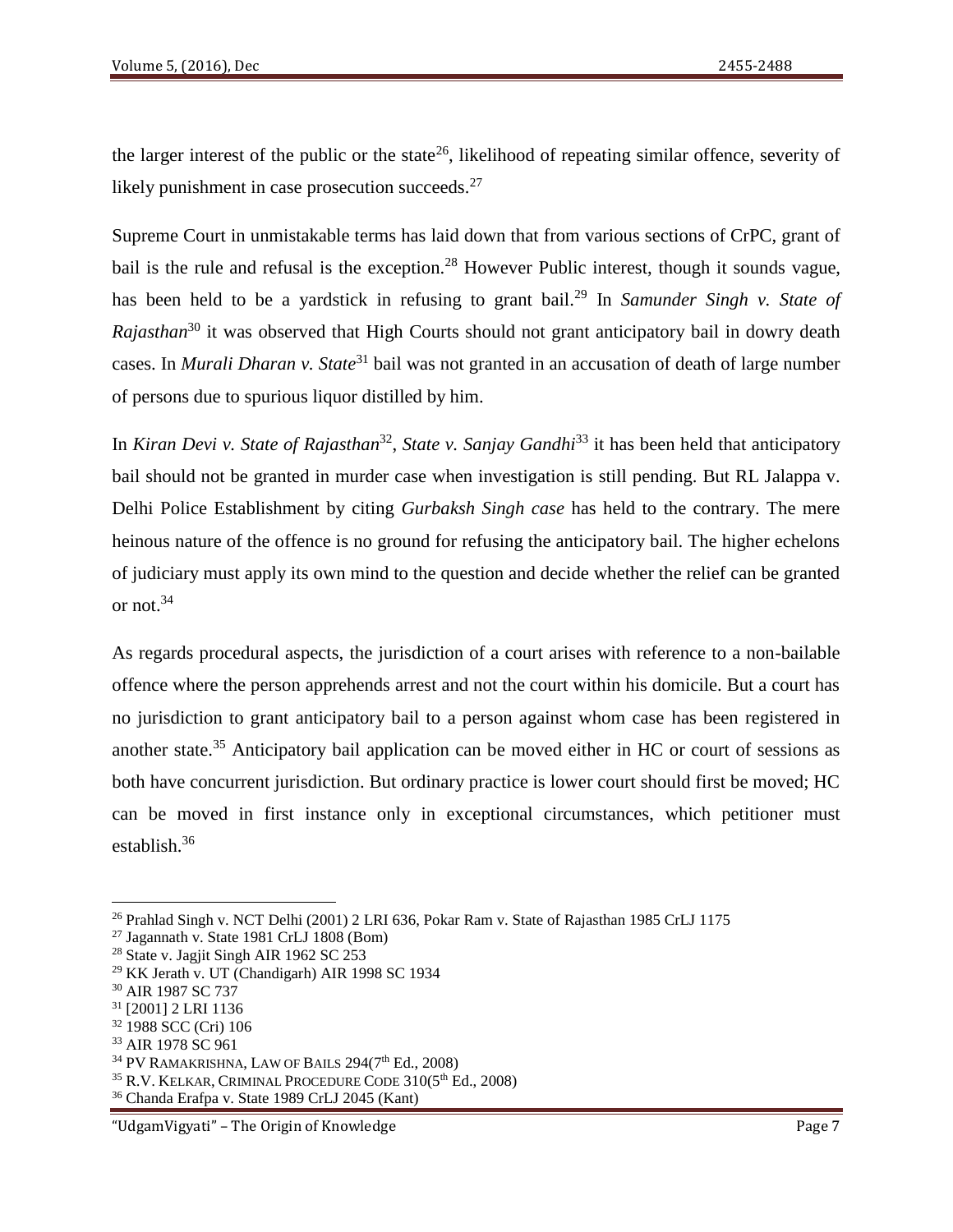the larger interest of the public or the state[26], likelihood of repeating similar offence, severity of likely punishment in case prosecution succeeds.[27]

Supreme Court in unmistakable terms has laid down that from various sections of CrPC, grant of bail is the rule and refusal is the exception.[28] However Public interest, though it sounds vague, has been held to be a yardstick in refusing to grant bail.[29] In *Samunder Singh v. State of Rajasthan*[30] it was observed that High Courts should not grant anticipatory bail in dowry death cases. In *Murali Dharan v. State*[31] bail was not granted in an accusation of death of large number of persons due to spurious liquor distilled by him.

In *Kiran Devi v. State of Rajasthan*[32], *State v. Sanjay Gandhi*[33] it has been held that anticipatory bail should not be granted in murder case when investigation is still pending. But RL Jalappa v. Delhi Police Establishment by citing *Gurbaksh Singh case* has held to the contrary. The mere heinous nature of the offence is no ground for refusing the anticipatory bail. The higher echelons of judiciary must apply its own mind to the question and decide whether the relief can be granted or not.[34]

As regards procedural aspects, the jurisdiction of a court arises with reference to a non-bailable offence where the person apprehends arrest and not the court within his domicile. But a court has no jurisdiction to grant anticipatory bail to a person against whom case has been registered in another state.[35] Anticipatory bail application can be moved either in HC or court of sessions as both have concurrent jurisdiction. But ordinary practice is lower court should first be moved; HC can be moved in first instance only in exceptional circumstances, which petitioner must establish.[36]

---

[26] Prahlad Singh v. NCT Delhi (2001) 2 LRI 636, Pokar Ram v. State of Rajasthan 1985 CrLJ 1175

[27] Jagannath v. State 1981 CrLJ 1808 (Bom)

[28] State v. Jagjit Singh AIR 1962 SC 253

[29] KK Jerath v. UT (Chandigarh) AIR 1998 SC 1934

[30] AIR 1987 SC 737

[31] [2001] 2 LRI 1136

[32] 1988 SCC (Cri) 106

[33] AIR 1978 SC 961

[34] PV RAMAKRISHNA, LAW OF BAILS 294(7th Ed., 2008)

[35] R.V. KELKAR, CRIMINAL PROCEDURE CODE 310(5th Ed., 2008)

[36] Chanda Erafpa v. State 1989 CrLJ 2045 (Kant)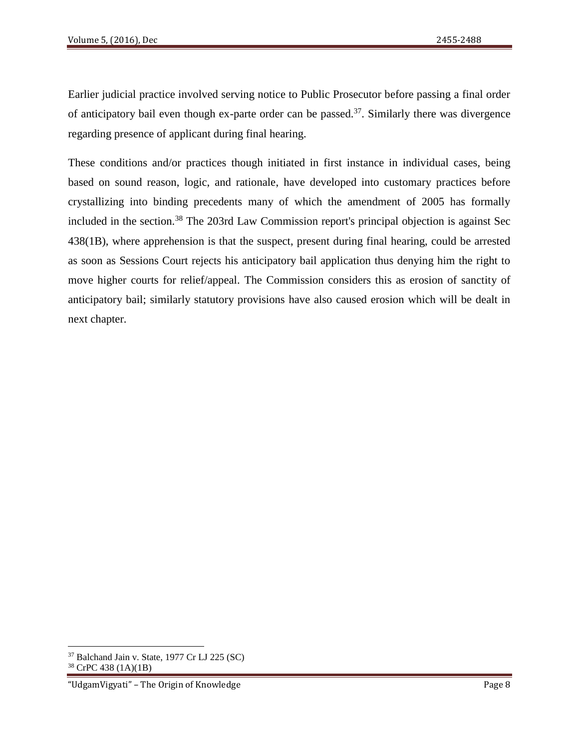Earlier judicial practice involved serving notice to Public Prosecutor before passing a final order of anticipatory bail even though ex-parte order can be passed.[37]. Similarly there was divergence regarding presence of applicant during final hearing.

These conditions and/or practices though initiated in first instance in individual cases, being based on sound reason, logic, and rationale, have developed into customary practices before crystallizing into binding precedents many of which the amendment of 2005 has formally included in the section.[38] The 203rd Law Commission report's principal objection is against Sec 438(1B), where apprehension is that the suspect, present during final hearing, could be arrested as soon as Sessions Court rejects his anticipatory bail application thus denying him the right to move higher courts for relief/appeal. The Commission considers this as erosion of sanctity of anticipatory bail; similarly statutory provisions have also caused erosion which will be dealt in next chapter.

---

[37] Balchand Jain v. State, 1977 Cr LJ 225 (SC)

[38] CrPC 438 (1A)(1B)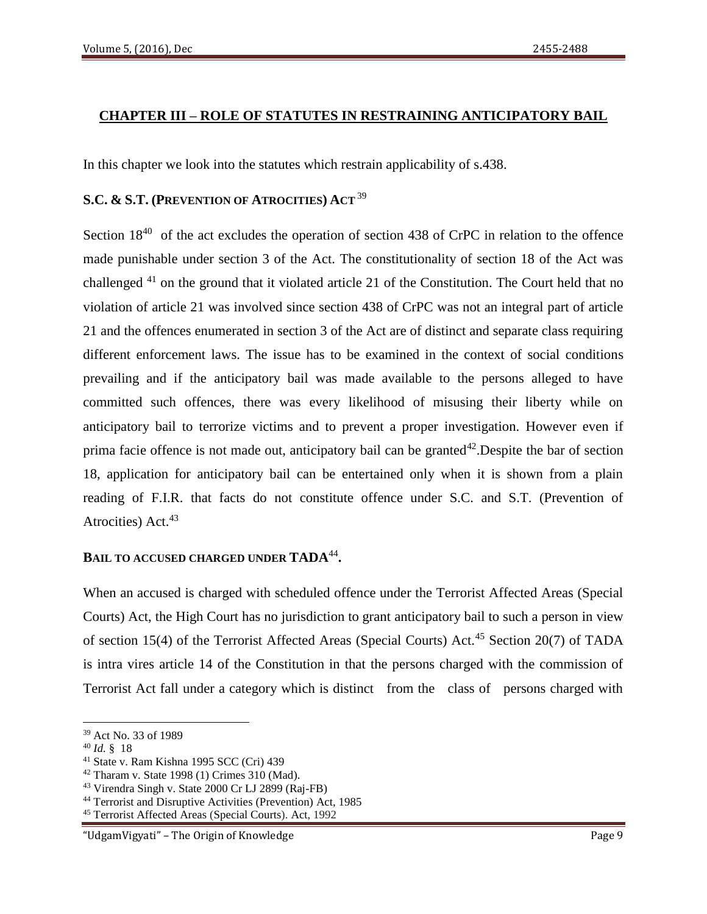## CHAPTER III – ROLE OF STATUTES IN RESTRAINING ANTICIPATORY BAIL

In this chapter we look into the statutes which restrain applicability of s.438.

### S.C. & S.T. (PREVENTION OF ATROCITIES) ACT [39]

Section 18[40] of the act excludes the operation of section 438 of CrPC in relation to the offence made punishable under section 3 of the Act. The constitutionality of section 18 of the Act was challenged [41] on the ground that it violated article 21 of the Constitution. The Court held that no violation of article 21 was involved since section 438 of CrPC was not an integral part of article 21 and the offences enumerated in section 3 of the Act are of distinct and separate class requiring different enforcement laws. The issue has to be examined in the context of social conditions prevailing and if the anticipatory bail was made available to the persons alleged to have committed such offences, there was every likelihood of misusing their liberty while on anticipatory bail to terrorize victims and to prevent a proper investigation. However even if prima facie offence is not made out, anticipatory bail can be granted[42].Despite the bar of section 18, application for anticipatory bail can be entertained only when it is shown from a plain reading of F.I.R. that facts do not constitute offence under S.C. and S.T. (Prevention of Atrocities) Act.[43]

### BAIL TO ACCUSED CHARGED UNDER TADA[44].

When an accused is charged with scheduled offence under the Terrorist Affected Areas (Special Courts) Act, the High Court has no jurisdiction to grant anticipatory bail to such a person in view of section 15(4) of the Terrorist Affected Areas (Special Courts) Act.[45] Section 20(7) of TADA is intra vires article 14 of the Constitution in that the persons charged with the commission of Terrorist Act fall under a category which is distinct from the class of persons charged with

---

[39] Act No. 33 of 1989

[40] *Id.* § 18

[41] State v. Ram Kishna 1995 SCC (Cri) 439

[42] Tharam v. State 1998 (1) Crimes 310 (Mad).

[43] Virendra Singh v. State 2000 Cr LJ 2899 (Raj-FB)

[44] Terrorist and Disruptive Activities (Prevention) Act, 1985

[45] Terrorist Affected Areas (Special Courts). Act, 1992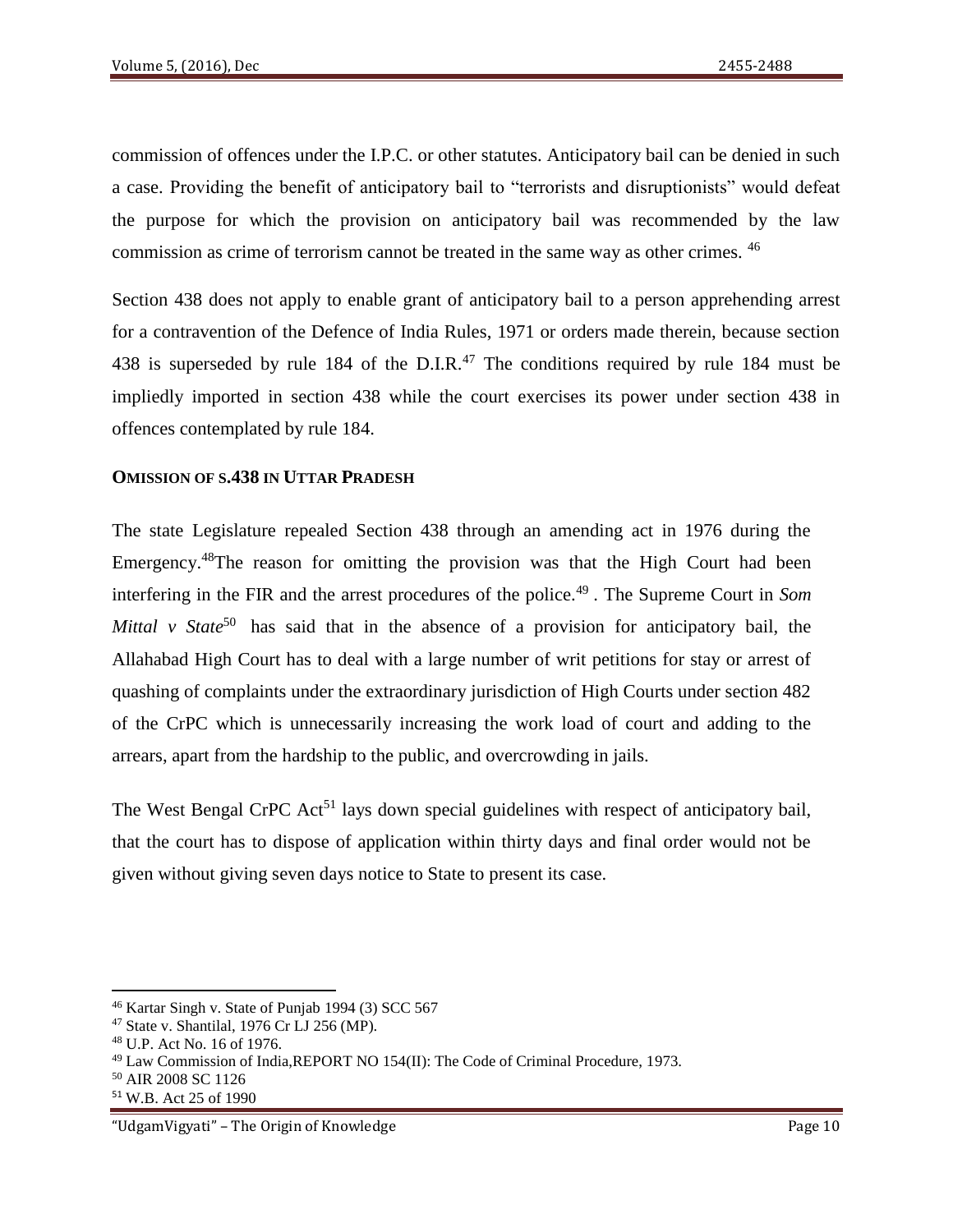commission of offences under the I.P.C. or other statutes. Anticipatory bail can be denied in such a case. Providing the benefit of anticipatory bail to "terrorists and disruptionists" would defeat the purpose for which the provision on anticipatory bail was recommended by the law commission as crime of terrorism cannot be treated in the same way as other crimes. [46]

Section 438 does not apply to enable grant of anticipatory bail to a person apprehending arrest for a contravention of the Defence of India Rules, 1971 or orders made therein, because section 438 is superseded by rule 184 of the D.I.R.[47] The conditions required by rule 184 must be impliedly imported in section 438 while the court exercises its power under section 438 in offences contemplated by rule 184.

**OMISSION OF S.438 IN UTTAR PRADESH**

The state Legislature repealed Section 438 through an amending act in 1976 during the Emergency.[48]The reason for omitting the provision was that the High Court had been interfering in the FIR and the arrest procedures of the police.[49] . The Supreme Court in *Som Mittal v State*[50] has said that in the absence of a provision for anticipatory bail, the Allahabad High Court has to deal with a large number of writ petitions for stay or arrest of quashing of complaints under the extraordinary jurisdiction of High Courts under section 482 of the CrPC which is unnecessarily increasing the work load of court and adding to the arrears, apart from the hardship to the public, and overcrowding in jails.

The West Bengal CrPC Act[51] lays down special guidelines with respect of anticipatory bail, that the court has to dispose of application within thirty days and final order would not be given without giving seven days notice to State to present its case.

---

[46] Kartar Singh v. State of Punjab 1994 (3) SCC 567

[47] State v. Shantilal, 1976 Cr LJ 256 (MP).

[48] U.P. Act No. 16 of 1976.

[49] Law Commission of India,REPORT NO 154(II): The Code of Criminal Procedure, 1973.

[50] AIR 2008 SC 1126

[51] W.B. Act 25 of 1990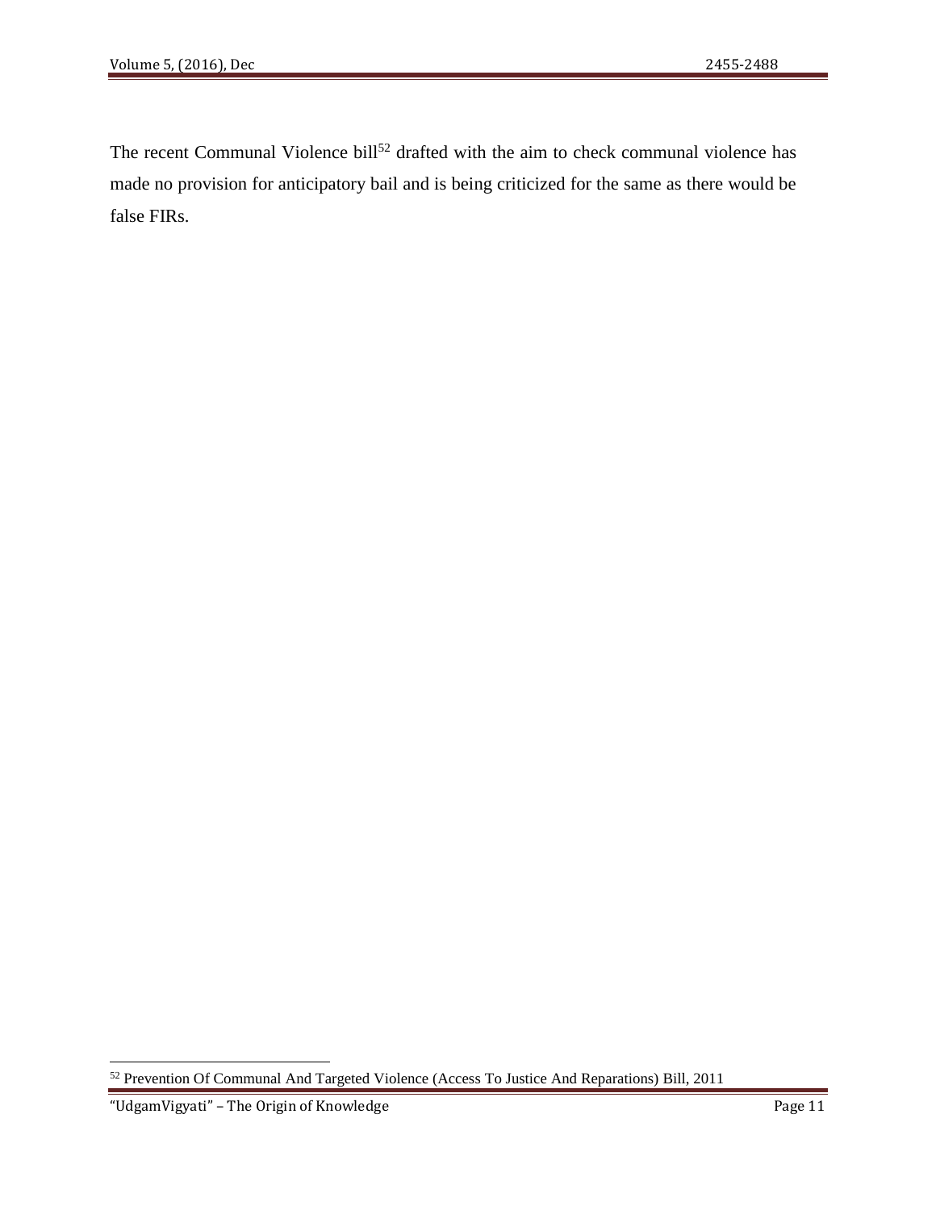The recent Communal Violence bill[52] drafted with the aim to check communal violence has made no provision for anticipatory bail and is being criticized for the same as there would be false FIRs.

[52] Prevention Of Communal And Targeted Violence (Access To Justice And Reparations) Bill, 2011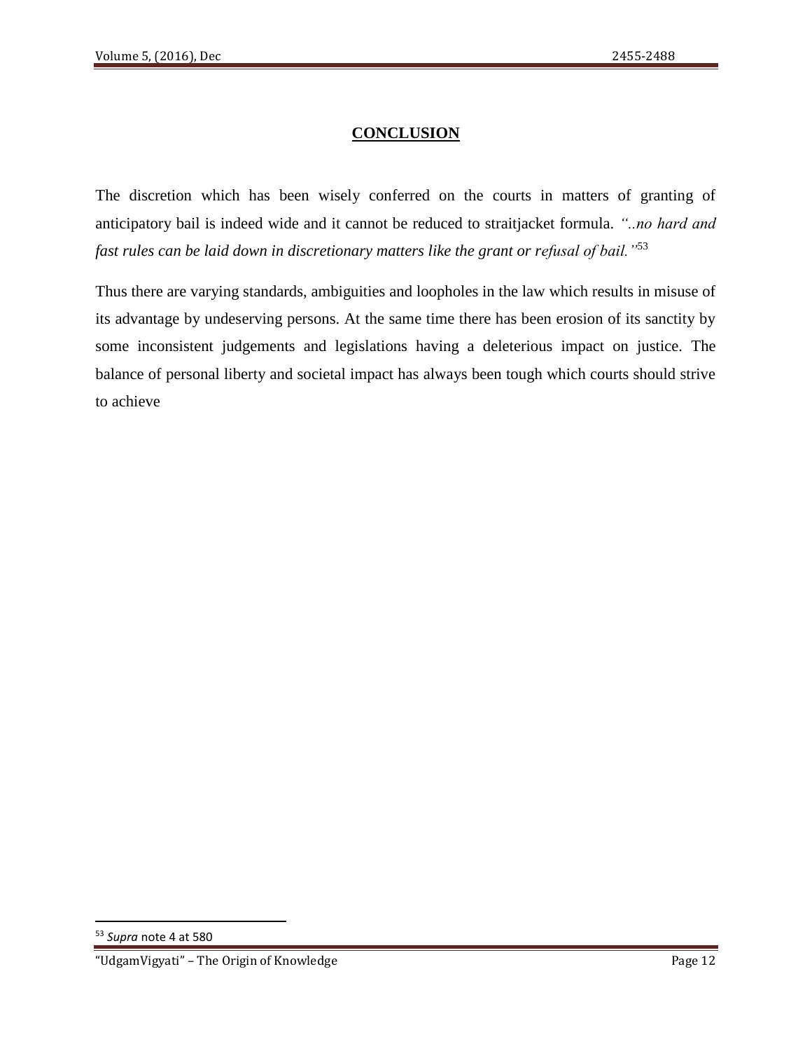## CONCLUSION

The discretion which has been wisely conferred on the courts in matters of granting of anticipatory bail is indeed wide and it cannot be reduced to straitjacket formula. *"..no hard and fast rules can be laid down in discretionary matters like the grant or refusal of bail."*[53]

Thus there are varying standards, ambiguities and loopholes in the law which results in misuse of its advantage by undeserving persons. At the same time there has been erosion of its sanctity by some inconsistent judgements and legislations having a deleterious impact on justice. The balance of personal liberty and societal impact has always been tough which courts should strive to achieve

---

[53] *Supra* note 4 at 580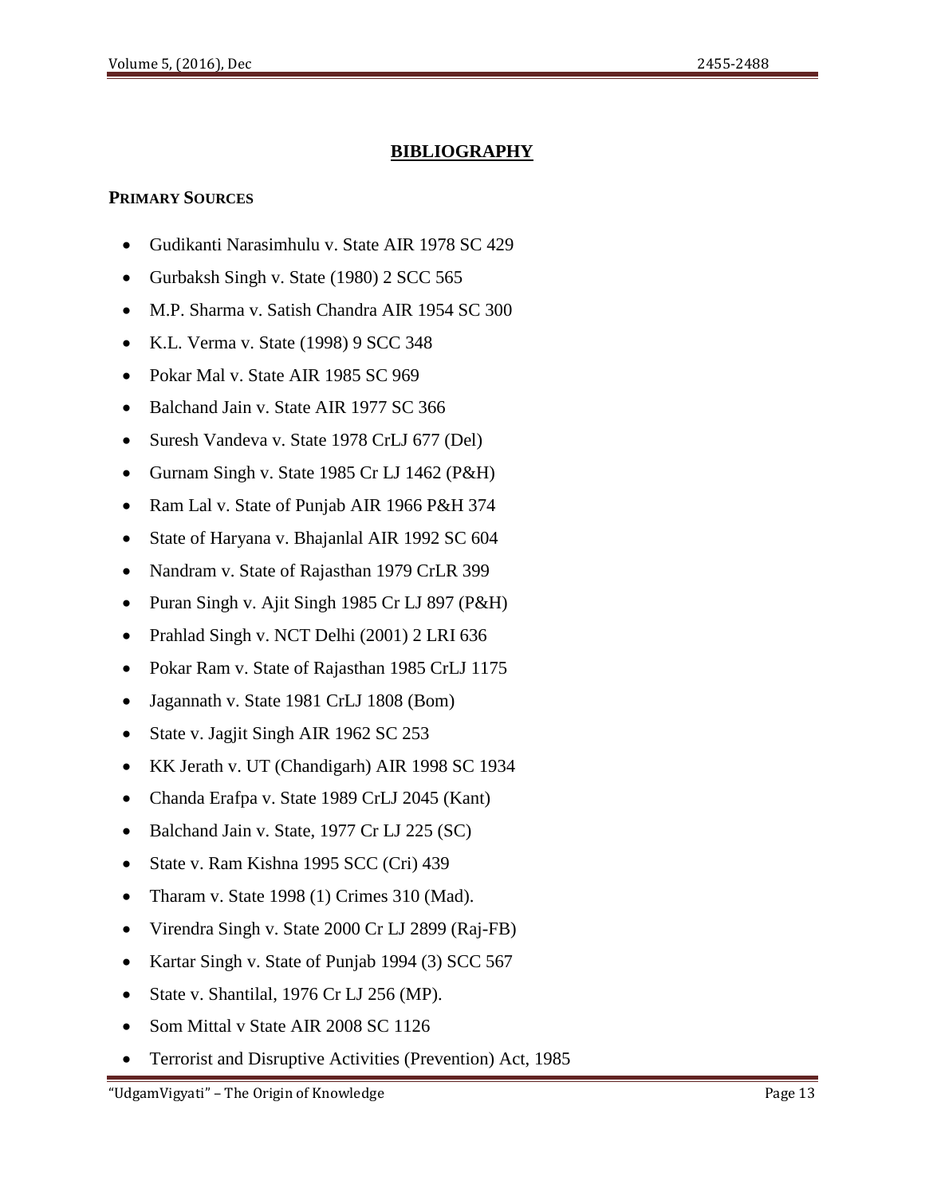# BIBLIOGRAPHY

**PRIMARY SOURCES**

- Gudikanti Narasimhulu v. State AIR 1978 SC 429
- Gurbaksh Singh v. State (1980) 2 SCC 565
- M.P. Sharma v. Satish Chandra AIR 1954 SC 300
- K.L. Verma v. State (1998) 9 SCC 348
- Pokar Mal v. State AIR 1985 SC 969
- Balchand Jain v. State AIR 1977 SC 366
- Suresh Vandeva v. State 1978 CrLJ 677 (Del)
- Gurnam Singh v. State 1985 Cr LJ 1462 (P&H)
- Ram Lal v. State of Punjab AIR 1966 P&H 374
- State of Haryana v. Bhajanlal AIR 1992 SC 604
- Nandram v. State of Rajasthan 1979 CrLR 399
- Puran Singh v. Ajit Singh 1985 Cr LJ 897 (P&H)
- Prahlad Singh v. NCT Delhi (2001) 2 LRI 636
- Pokar Ram v. State of Rajasthan 1985 CrLJ 1175
- Jagannath v. State 1981 CrLJ 1808 (Bom)
- State v. Jagjit Singh AIR 1962 SC 253
- KK Jerath v. UT (Chandigarh) AIR 1998 SC 1934
- Chanda Erafpa v. State 1989 CrLJ 2045 (Kant)
- Balchand Jain v. State, 1977 Cr LJ 225 (SC)
- State v. Ram Kishna 1995 SCC (Cri) 439
- Tharam v. State 1998 (1) Crimes 310 (Mad).
- Virendra Singh v. State 2000 Cr LJ 2899 (Raj-FB)
- Kartar Singh v. State of Punjab 1994 (3) SCC 567
- State v. Shantilal, 1976 Cr LJ 256 (MP).
- Som Mittal v State AIR 2008 SC 1126
- Terrorist and Disruptive Activities (Prevention) Act, 1985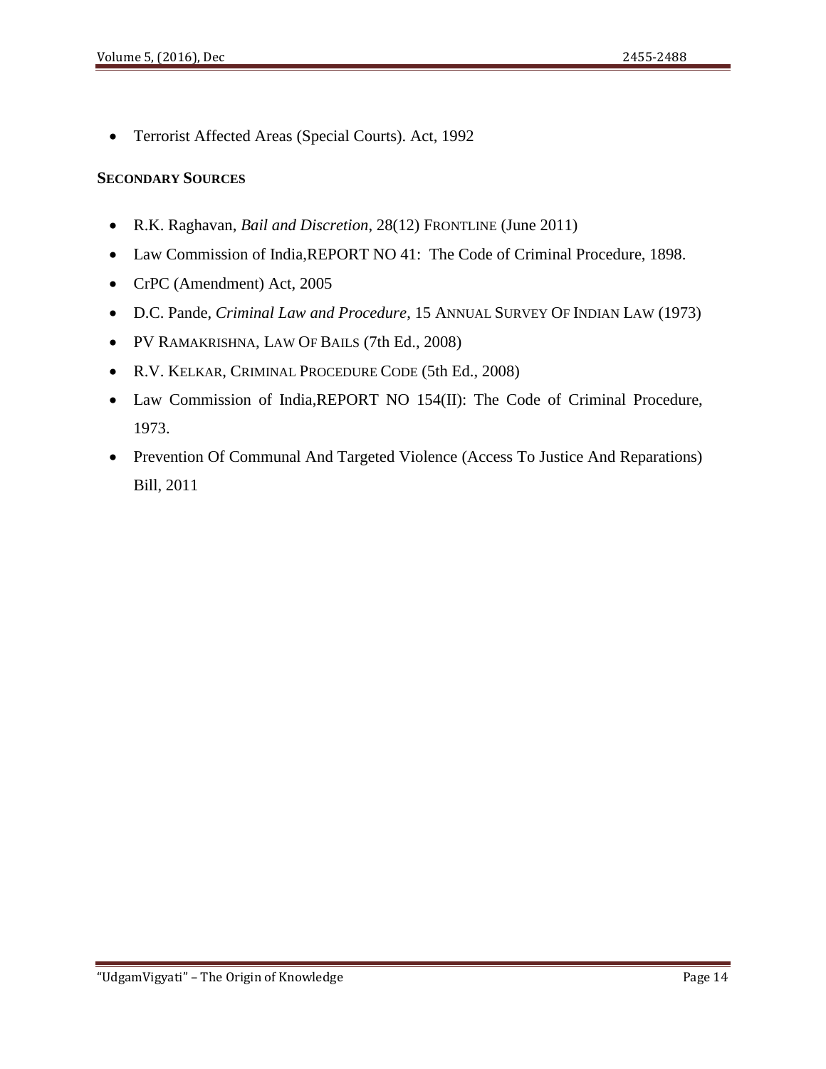- Terrorist Affected Areas (Special Courts). Act, 1992

**SECONDARY SOURCES**

- R.K. Raghavan, *Bail and Discretion*, 28(12) FRONTLINE (June 2011)
- Law Commission of India,REPORT NO 41: The Code of Criminal Procedure, 1898.
- CrPC (Amendment) Act, 2005
- D.C. Pande, *Criminal Law and Procedure*, 15 ANNUAL SURVEY OF INDIAN LAW (1973)
- PV RAMAKRISHNA, LAW OF BAILS (7th Ed., 2008)
- R.V. KELKAR, CRIMINAL PROCEDURE CODE (5th Ed., 2008)
- Law Commission of India,REPORT NO 154(II): The Code of Criminal Procedure, 1973.
- Prevention Of Communal And Targeted Violence (Access To Justice And Reparations) Bill, 2011